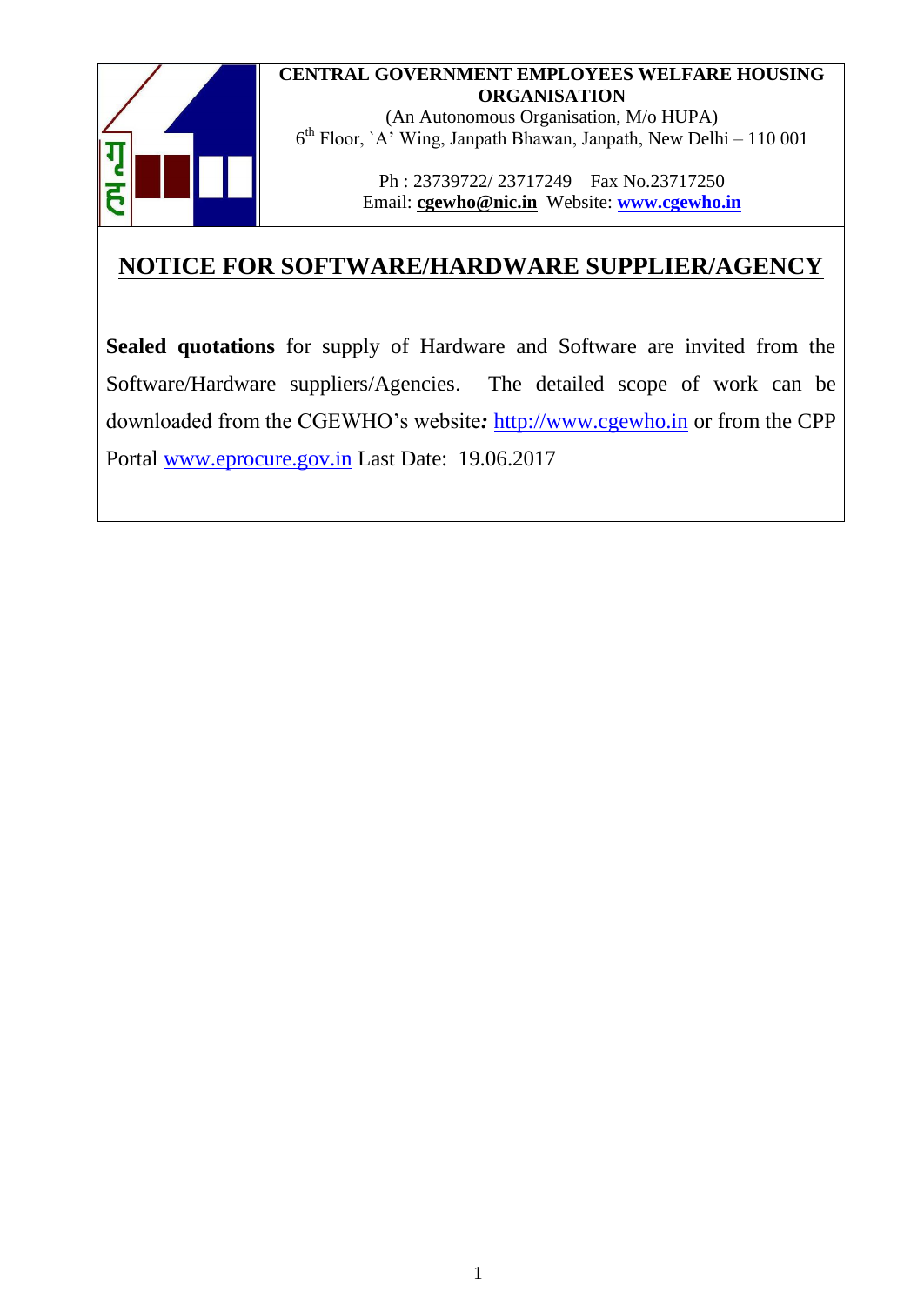**CENTRAL GOVERNMENT EMPLOYEES WELFARE HOUSING ORGANISATION**

(An Autonomous Organisation, M/o HUPA)

6th Floor, `A' Wing, Janpath Bhawan, Janpath, New Delhi – 110 001

Ph : 23739722/ 23717249 Fax No.23717250

Email: **cgewho@nic.in** Website: **www.cgewho.in**

## NOTICE FOR SOFTWARE/HARDWARE SUPPLIER/AGENCY

**Sealed quotations** for supply of Hardware and Software are invited from the Software/Hardware suppliers/Agencies. The detailed scope of work can be downloaded from the CGEWHO's website*:* http://www.cgewho.in or from the CPP Portal www.eprocure.gov.in Last Date: 19.06.2017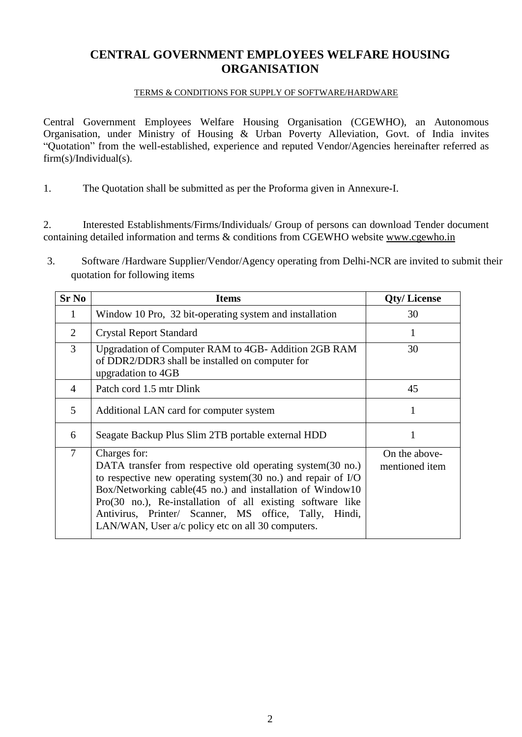# CENTRAL GOVERNMENT EMPLOYEES WELFARE HOUSING ORGANISATION

TERMS & CONDITIONS FOR SUPPLY OF SOFTWARE/HARDWARE

Central Government Employees Welfare Housing Organisation (CGEWHO), an Autonomous Organisation, under Ministry of Housing & Urban Poverty Alleviation, Govt. of India invites "Quotation" from the well-established, experience and reputed Vendor/Agencies hereinafter referred as firm(s)/Individual(s).

1. The Quotation shall be submitted as per the Proforma given in Annexure-I.

2. Interested Establishments/Firms/Individuals/ Group of persons can download Tender document containing detailed information and terms & conditions from CGEWHO website www.cgewho.in

3. Software /Hardware Supplier/Vendor/Agency operating from Delhi-NCR are invited to submit their quotation for following items

| Sr No | Items | Qty/ License |
|---|---|---|
| 1 | Window 10 Pro, 32 bit-operating system and installation | 30 |
| 2 | Crystal Report Standard | 1 |
| 3 | Upgradation of Computer RAM to 4GB- Addition 2GB RAM of DDR2/DDR3 shall be installed on computer for upgradation to 4GB | 30 |
| 4 | Patch cord 1.5 mtr Dlink | 45 |
| 5 | Additional LAN card for computer system | 1 |
| 6 | Seagate Backup Plus Slim 2TB portable external HDD | 1 |
| 7 | Charges for: DATA transfer from respective old operating system(30 no.) to respective new operating system(30 no.) and repair of I/O Box/Networking cable(45 no.) and installation of Window10 Pro(30 no.), Re-installation of all existing software like Antivirus, Printer/ Scanner, MS office, Tally, Hindi, LAN/WAN, User a/c policy etc on all 30 computers. | On the above-mentioned item |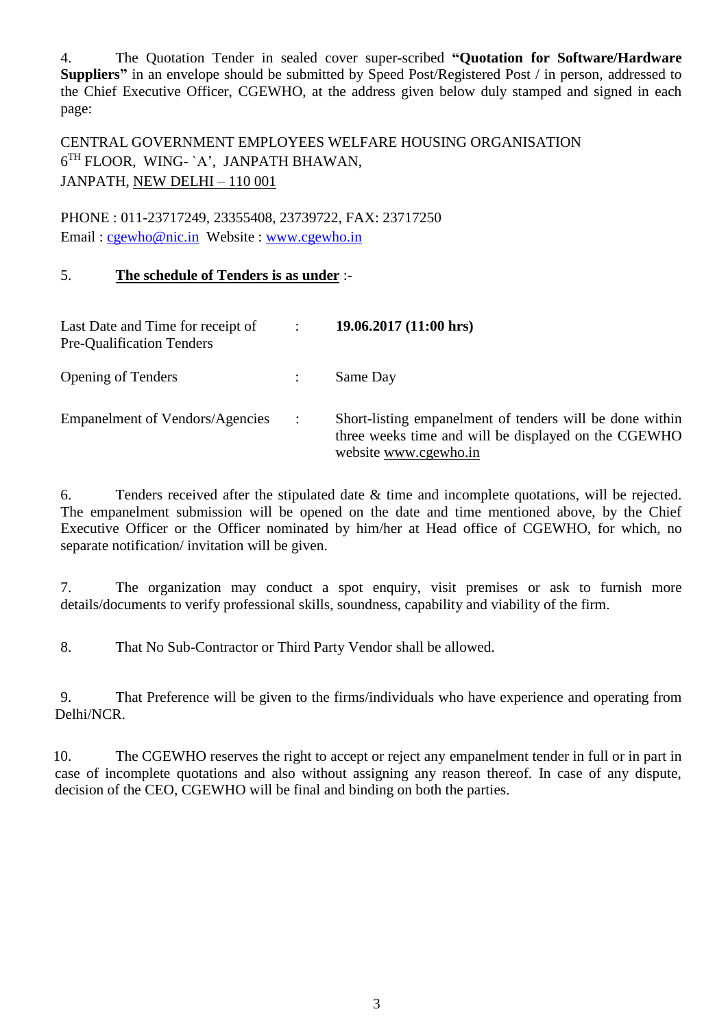4. The Quotation Tender in sealed cover super-scribed **"Quotation for Software/Hardware Suppliers"** in an envelope should be submitted by Speed Post/Registered Post / in person, addressed to the Chief Executive Officer, CGEWHO, at the address given below duly stamped and signed in each page:

CENTRAL GOVERNMENT EMPLOYEES WELFARE HOUSING ORGANISATION
6TH FLOOR, WING- `A', JANPATH BHAWAN,
JANPATH, NEW DELHI – 110 001

PHONE : 011-23717249, 23355408, 23739722, FAX: 23717250
Email : cgewho@nic.in Website : www.cgewho.in

5. **The schedule of Tenders is as under** :-

| | | |
|---|---|---|
| Last Date and Time for receipt of Pre-Qualification Tenders | : | **19.06.2017 (11:00 hrs)** |
| Opening of Tenders | : | Same Day |
| Empanelment of Vendors/Agencies | : | Short-listing empanelment of tenders will be done within three weeks time and will be displayed on the CGEWHO website www.cgewho.in |

6. Tenders received after the stipulated date & time and incomplete quotations, will be rejected. The empanelment submission will be opened on the date and time mentioned above, by the Chief Executive Officer or the Officer nominated by him/her at Head office of CGEWHO, for which, no separate notification/ invitation will be given.

7. The organization may conduct a spot enquiry, visit premises or ask to furnish more details/documents to verify professional skills, soundness, capability and viability of the firm.

8. That No Sub-Contractor or Third Party Vendor shall be allowed.

9. That Preference will be given to the firms/individuals who have experience and operating from Delhi/NCR.

10. The CGEWHO reserves the right to accept or reject any empanelment tender in full or in part in case of incomplete quotations and also without assigning any reason thereof. In case of any dispute, decision of the CEO, CGEWHO will be final and binding on both the parties.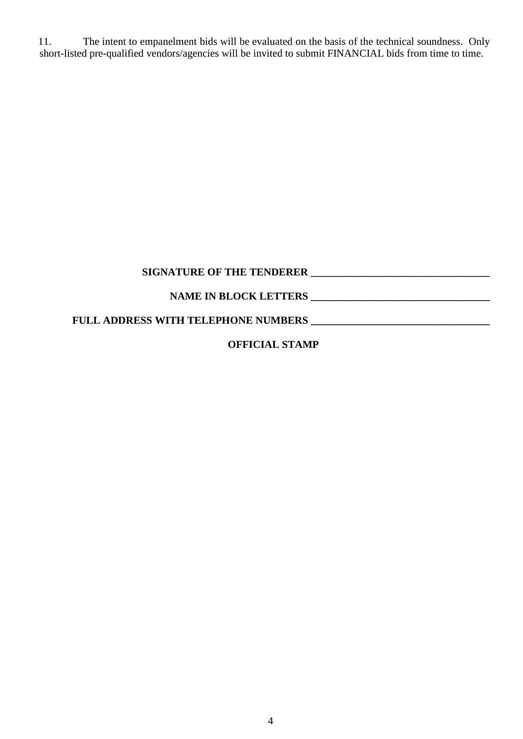11. The intent to empanelment bids will be evaluated on the basis of the technical soundness. Only short-listed pre-qualified vendors/agencies will be invited to submit FINANCIAL bids from time to time.

**SIGNATURE OF THE TENDERER \_\_\_\_\_\_\_\_\_\_\_\_\_\_\_\_\_\_\_\_\_\_\_\_\_\_\_\_\_\_\_\_\_\_**

**NAME IN BLOCK LETTERS \_\_\_\_\_\_\_\_\_\_\_\_\_\_\_\_\_\_\_\_\_\_\_\_\_\_\_\_\_\_\_\_\_\_**

**FULL ADDRESS WITH TELEPHONE NUMBERS \_\_\_\_\_\_\_\_\_\_\_\_\_\_\_\_\_\_\_\_\_\_\_\_\_\_\_\_\_\_\_\_\_\_**

**OFFICIAL STAMP**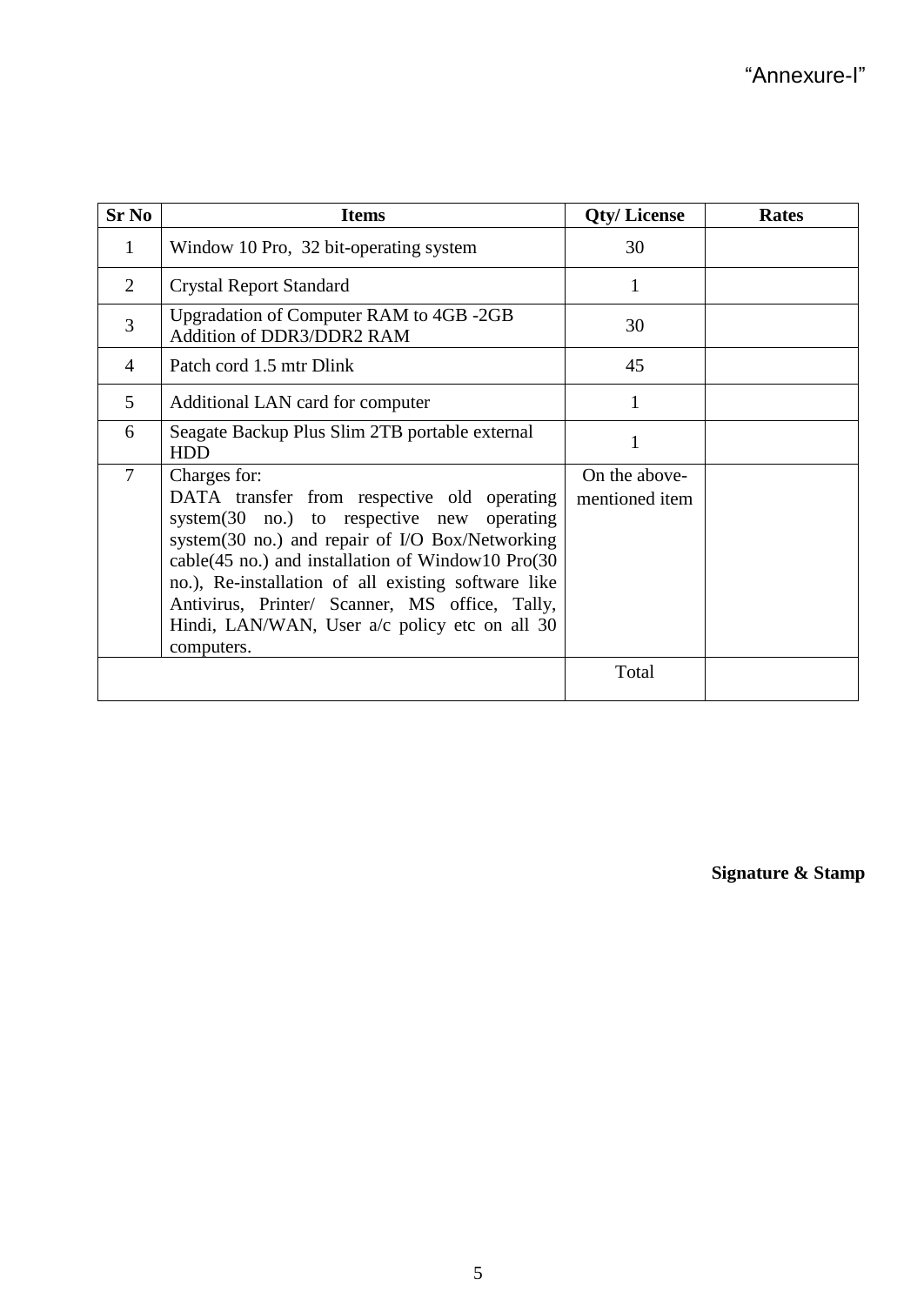“Annexure-I”

| Sr No | Items | Qty/ License | Rates |
|---|---|---|---|
| 1 | Window 10 Pro, 32 bit-operating system | 30 | |
| 2 | Crystal Report Standard | 1 | |
| 3 | Upgradation of Computer RAM to 4GB -2GB Addition of DDR3/DDR2 RAM | 30 | |
| 4 | Patch cord 1.5 mtr Dlink | 45 | |
| 5 | Additional LAN card for computer | 1 | |
| 6 | Seagate Backup Plus Slim 2TB portable external HDD | 1 | |
| 7 | Charges for: DATA transfer from respective old operating system(30 no.) to respective new operating system(30 no.) and repair of I/O Box/Networking cable(45 no.) and installation of Window10 Pro(30 no.), Re-installation of all existing software like Antivirus, Printer/ Scanner, MS office, Tally, Hindi, LAN/WAN, User a/c policy etc on all 30 computers. | On the above-mentioned item | |
| | | Total | |

**Signature & Stamp**